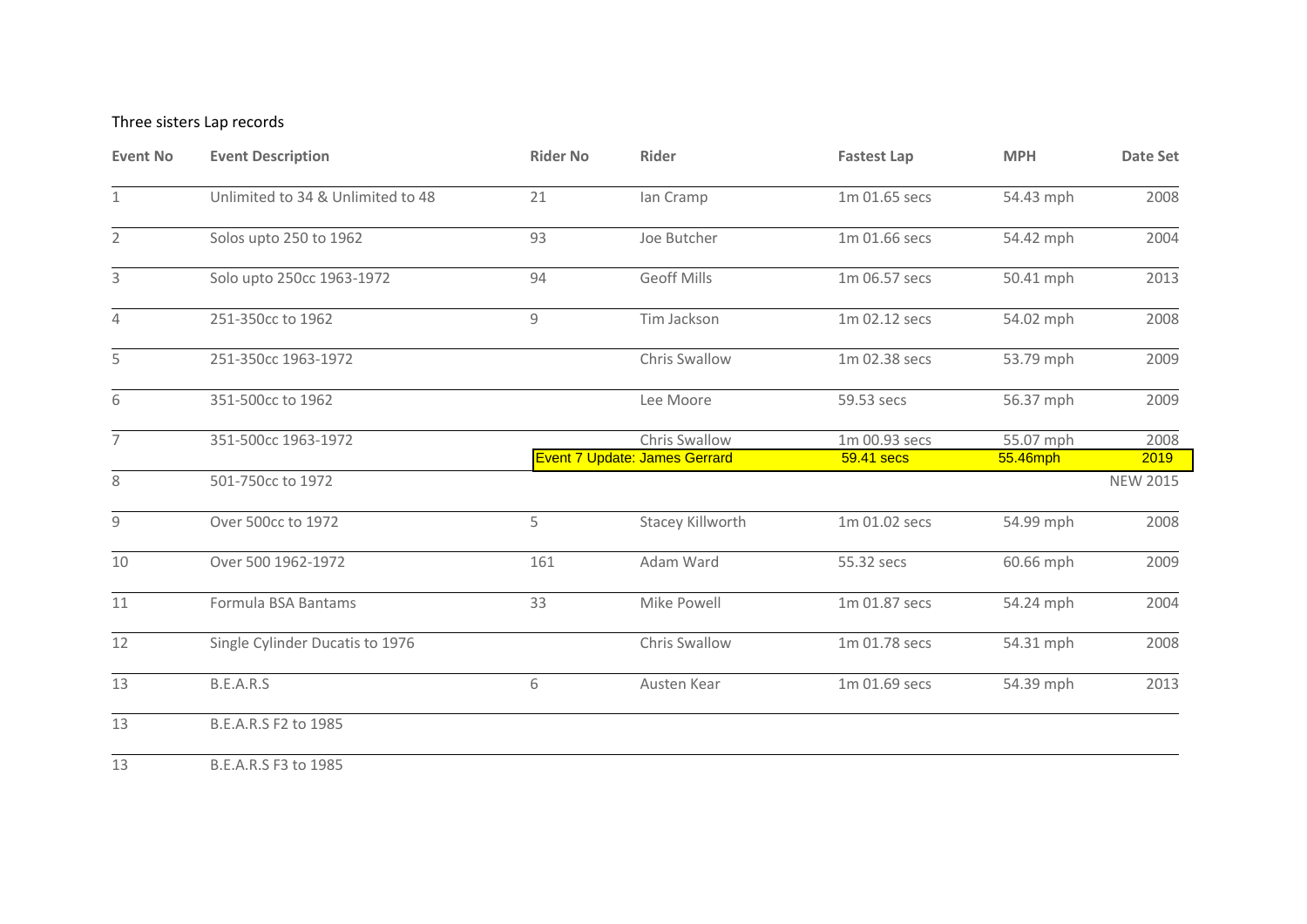Three sisters Lap records

| Event No | Event Description | Rider No | Rider | Fastest Lap | MPH | Date Set |
|---|---|---|---|---|---|---|
| 1 | Unlimited to 34 & Unlimited to 48 | 21 | Ian Cramp | 1m 01.65 secs | 54.43 mph | 2008 |
| 2 | Solos upto 250 to 1962 | 93 | Joe Butcher | 1m 01.66 secs | 54.42 mph | 2004 |
| 3 | Solo upto 250cc 1963-1972 | 94 | Geoff Mills | 1m 06.57 secs | 50.41 mph | 2013 |
| 4 | 251-350cc to 1962 | 9 | Tim Jackson | 1m 02.12 secs | 54.02 mph | 2008 |
| 5 | 251-350cc 1963-1972 | | Chris Swallow | 1m 02.38 secs | 53.79 mph | 2009 |
| 6 | 351-500cc to 1962 | | Lee Moore | 59.53 secs | 56.37 mph | 2009 |
| 7 | 351-500cc 1963-1972 | | Chris Swallow | 1m 00.93 secs | 55.07 mph | 2008 |
| | | Event 7 Update: James Gerrard | | 59.41 secs | 55.46mph | 2019 |
| 8 | 501-750cc to 1972 | | | | | NEW 2015 |
| 9 | Over 500cc to 1972 | 5 | Stacey Killworth | 1m 01.02 secs | 54.99 mph | 2008 |
| 10 | Over 500 1962-1972 | 161 | Adam Ward | 55.32 secs | 60.66 mph | 2009 |
| 11 | Formula BSA Bantams | 33 | Mike Powell | 1m 01.87 secs | 54.24 mph | 2004 |
| 12 | Single Cylinder Ducatis to 1976 | | Chris Swallow | 1m 01.78 secs | 54.31 mph | 2008 |
| 13 | B.E.A.R.S | 6 | Austen Kear | 1m 01.69 secs | 54.39 mph | 2013 |
| 13 | B.E.A.R.S F2 to 1985 | | | | | |
| 13 | B.E.A.R.S F3 to 1985 | | | | | |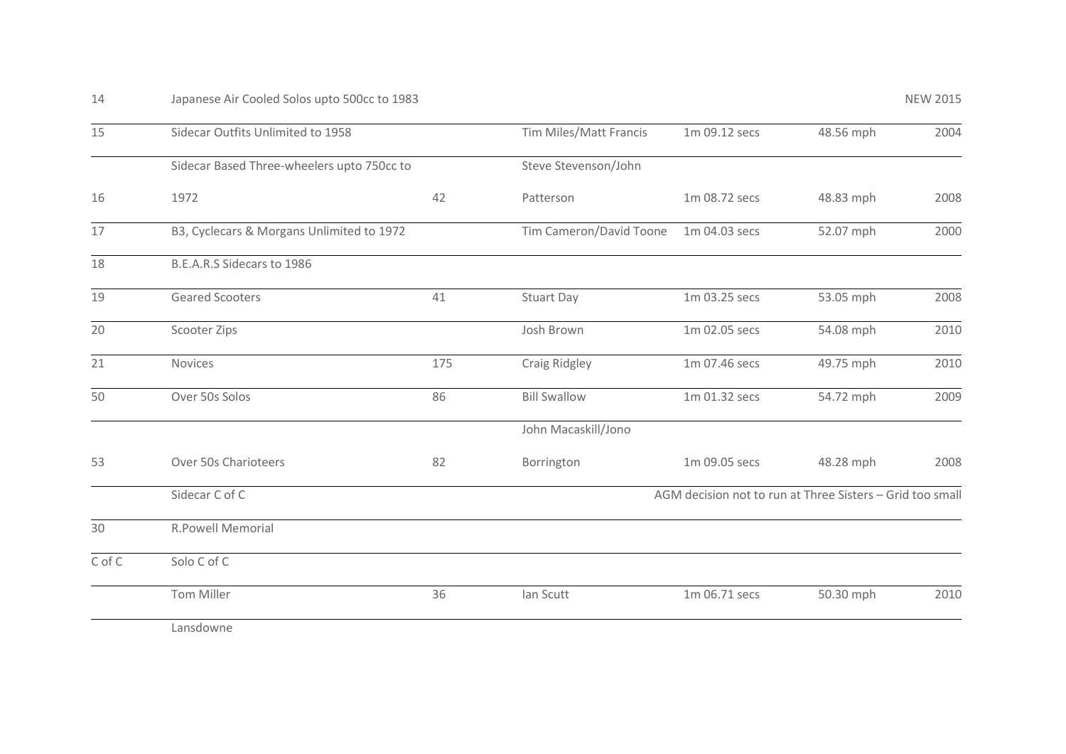| | | | | | | |
|---|---|---|---|---|---|---|
| 14 | Japanese Air Cooled Solos upto 500cc to 1983 | | | | | NEW 2015 |
| 15 | Sidecar Outfits Unlimited to 1958 | | Tim Miles/Matt Francis | 1m 09.12 secs | 48.56 mph | 2004 |
| 16 | Sidecar Based Three-wheelers upto 750cc to 1972 | 42 | Steve Stevenson/John Patterson | 1m 08.72 secs | 48.83 mph | 2008 |
| 17 | B3, Cyclecars & Morgans Unlimited to 1972 | | Tim Cameron/David Toone | 1m 04.03 secs | 52.07 mph | 2000 |
| 18 | B.E.A.R.S Sidecars to 1986 | | | | | |
| 19 | Geared Scooters | 41 | Stuart Day | 1m 03.25 secs | 53.05 mph | 2008 |
| 20 | Scooter Zips | | Josh Brown | 1m 02.05 secs | 54.08 mph | 2010 |
| 21 | Novices | 175 | Craig Ridgley | 1m 07.46 secs | 49.75 mph | 2010 |
| 50 | Over 50s Solos | 86 | Bill Swallow | 1m 01.32 secs | 54.72 mph | 2009 |
| 53 | Over 50s Charioteers | 82 | John Macaskill/Jono Borrington | 1m 09.05 secs | 48.28 mph | 2008 |
| | Sidecar C of C | | | AGM decision not to run at Three Sisters – Grid too small | | |
| 30 | R.Powell Memorial | | | | | |
| C of C | Solo C of C | | | | | |
| | Tom Miller | 36 | Ian Scutt | 1m 06.71 secs | 50.30 mph | 2010 |
| | Lansdowne | | | | | |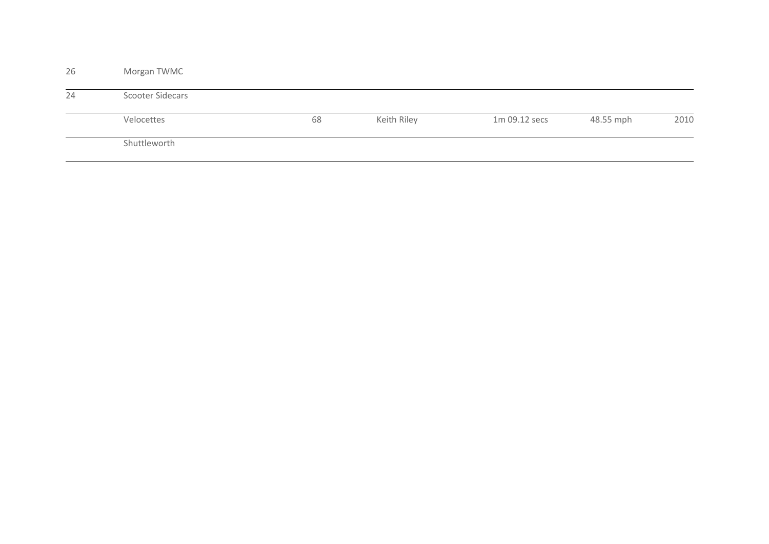| | | | | | | |
|---|---|---|---|---|---|---|
| 26 | Morgan TWMC | | | | | |
| 24 | Scooter Sidecars | | | | | |
| | Velocettes | 68 | Keith Riley | 1m 09.12 secs | 48.55 mph | 2010 |
| | Shuttleworth | | | | | |